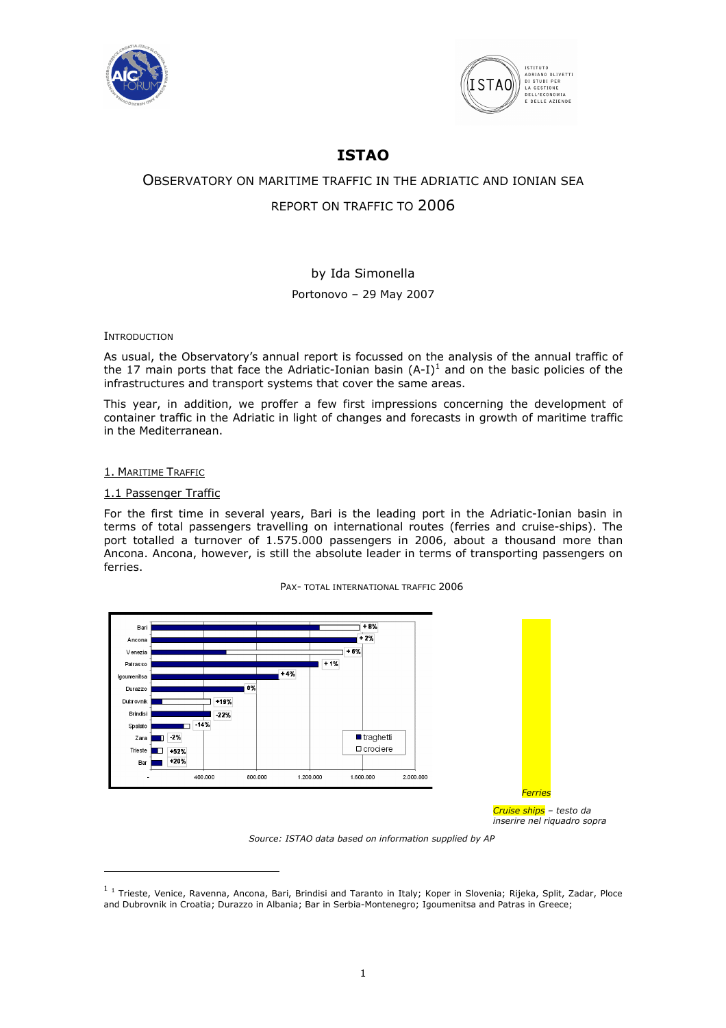# ISTAO

## Observatory on maritime traffic in the Adriatic and Ionian Sea

## Report on traffic to 2006

by Ida Simonella

Portonovo – 29 May 2007

### Introduction

As usual, the Observatory's annual report is focussed on the analysis of the annual traffic of the 17 main ports that face the Adriatic-Ionian basin (A-I)[1] and on the basic policies of the infrastructures and transport systems that cover the same areas.

This year, in addition, we proffer a few first impressions concerning the development of container traffic in the Adriatic in light of changes and forecasts in growth of maritime traffic in the Mediterranean.

### 1. Maritime Traffic

#### 1.1 Passenger Traffic

For the first time in several years, Bari is the leading port in the Adriatic-Ionian basin in terms of total passengers travelling on international routes (ferries and cruise-ships). The port totalled a turnover of 1.575.000 passengers in 2006, about a thousand more than Ancona. Ancona, however, is still the absolute leader in terms of transporting passengers on ferries.

Pax- total international traffic 2006

| Port | Change |
|---|---|
| Bari | +8% |
| Ancona | +2% |
| Venezia | +6% |
| Patrasso | +1% |
| Igoumenitsa | +4% |
| Durazzo | 0% |
| Dubrovnik | +19% |
| Brindisi | -22% |
| Spalato | -14% |
| Zara | -2% |
| Trieste | +52% |
| Bar | +20% |

Legend: traghetti; crociere

*Ferries*

*Cruise ships – testo da inserire nel riquadro sopra*

*Source: ISTAO data based on information supplied by AP*

---

[1] Trieste, Venice, Ravenna, Ancona, Bari, Brindisi and Taranto in Italy; Koper in Slovenia; Rijeka, Split, Zadar, Ploce and Dubrovnik in Croatia; Durazzo in Albania; Bar in Serbia-Montenegro; Igoumenitsa and Patras in Greece;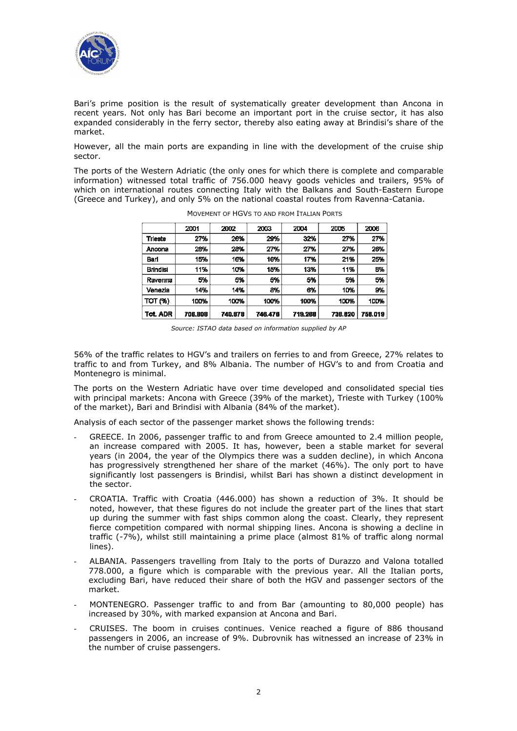Bari's prime position is the result of systematically greater development than Ancona in recent years. Not only has Bari become an important port in the cruise sector, it has also expanded considerably in the ferry sector, thereby also eating away at Brindisi's share of the market.

However, all the main ports are expanding in line with the development of the cruise ship sector.

The ports of the Western Adriatic (the only ones for which there is complete and comparable information) witnessed total traffic of 756.000 heavy goods vehicles and trailers, 95% of which on international routes connecting Italy with the Balkans and South-Eastern Europe (Greece and Turkey), and only 5% on the national coastal routes from Ravenna-Catania.

MOVEMENT OF HGVS TO AND FROM ITALIAN PORTS

| | 2001 | 2002 | 2003 | 2004 | 2005 | 2006 |
|---|---|---|---|---|---|---|
| Trieste | 27% | 26% | 29% | 32% | 27% | 27% |
| Ancona | 28% | 28% | 27% | 27% | 27% | 26% |
| Bari | 15% | 16% | 16% | 17% | 21% | 25% |
| Brindisi | 11% | 10% | 15% | 13% | 11% | 8% |
| Ravenna | 5% | 5% | 5% | 5% | 5% | 5% |
| Venezia | 14% | 14% | 8% | 6% | 10% | 9% |
| TOT (%) | 100% | 100% | 100% | 100% | 100% | 100% |
| Tot. ADR | 708.808 | 740.878 | 748.476 | 719.289 | 738.820 | 756.019 |

*Source: ISTAO data based on information supplied by AP*

56% of the traffic relates to HGV's and trailers on ferries to and from Greece, 27% relates to traffic to and from Turkey, and 8% Albania. The number of HGV's to and from Croatia and Montenegro is minimal.

The ports on the Western Adriatic have over time developed and consolidated special ties with principal markets: Ancona with Greece (39% of the market), Trieste with Turkey (100% of the market), Bari and Brindisi with Albania (84% of the market).

Analysis of each sector of the passenger market shows the following trends:

- GREECE. In 2006, passenger traffic to and from Greece amounted to 2.4 million people, an increase compared with 2005. It has, however, been a stable market for several years (in 2004, the year of the Olympics there was a sudden decline), in which Ancona has progressively strengthened her share of the market (46%). The only port to have significantly lost passengers is Brindisi, whilst Bari has shown a distinct development in the sector.
- CROATIA. Traffic with Croatia (446.000) has shown a reduction of 3%. It should be noted, however, that these figures do not include the greater part of the lines that start up during the summer with fast ships common along the coast. Clearly, they represent fierce competition compared with normal shipping lines. Ancona is showing a decline in traffic (-7%), whilst still maintaining a prime place (almost 81% of traffic along normal lines).
- ALBANIA. Passengers travelling from Italy to the ports of Durazzo and Valona totalled 778.000, a figure which is comparable with the previous year. All the Italian ports, excluding Bari, have reduced their share of both the HGV and passenger sectors of the market.
- MONTENEGRO. Passenger traffic to and from Bar (amounting to 80,000 people) has increased by 30%, with marked expansion at Ancona and Bari.
- CRUISES. The boom in cruises continues. Venice reached a figure of 886 thousand passengers in 2006, an increase of 9%. Dubrovnik has witnessed an increase of 23% in the number of cruise passengers.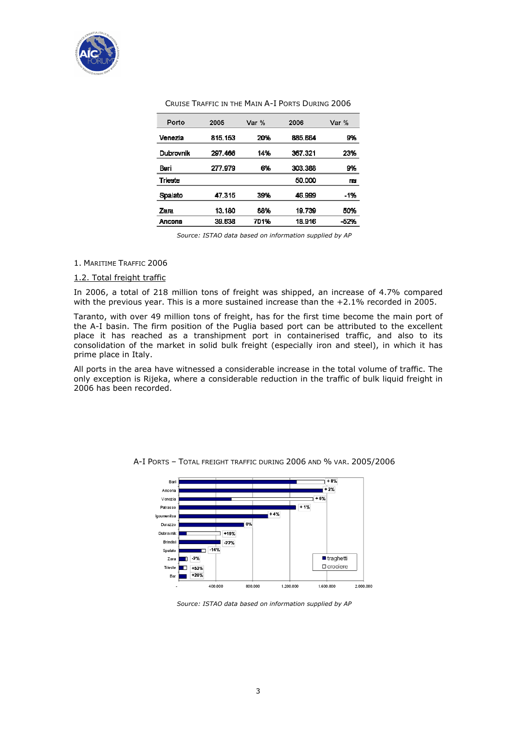CRUISE TRAFFIC IN THE MAIN A-I PORTS DURING 2006

| Porto | 2005 | Var % | 2006 | Var % |
|---|---|---|---|---|
| Venezia | 815.153 | 20% | 885.664 | 9% |
| Dubrovnik | 297.466 | 14% | 367.321 | 23% |
| Bari | 277.979 | 6% | 303.388 | 9% |
| Trieste | | | 50.000 | ns |
| Spalato | 47.315 | 39% | 46.999 | -1% |
| Zara | 13.160 | 66% | 19.739 | 50% |
| Ancona | 39.638 | 701% | 18.916 | -52% |

*Source: ISTAO data based on information supplied by AP*

1. MARITIME TRAFFIC 2006

## 1.2. Total freight traffic

In 2006, a total of 218 million tons of freight was shipped, an increase of 4.7% compared with the previous year. This is a more sustained increase than the +2.1% recorded in 2005.

Taranto, with over 49 million tons of freight, has for the first time become the main port of the A-I basin. The firm position of the Puglia based port can be attributed to the excellent place it has reached as a transhipment port in containerised traffic, and also to its consolidation of the market in solid bulk freight (especially iron and steel), in which it has prime place in Italy.

All ports in the area have witnessed a considerable increase in the total volume of traffic. The only exception is Rijeka, where a considerable reduction in the traffic of bulk liquid freight in 2006 has been recorded.

A-I PORTS – TOTAL FREIGHT TRAFFIC DURING 2006 AND % VAR. 2005/2006

*Source: ISTAO data based on information supplied by AP*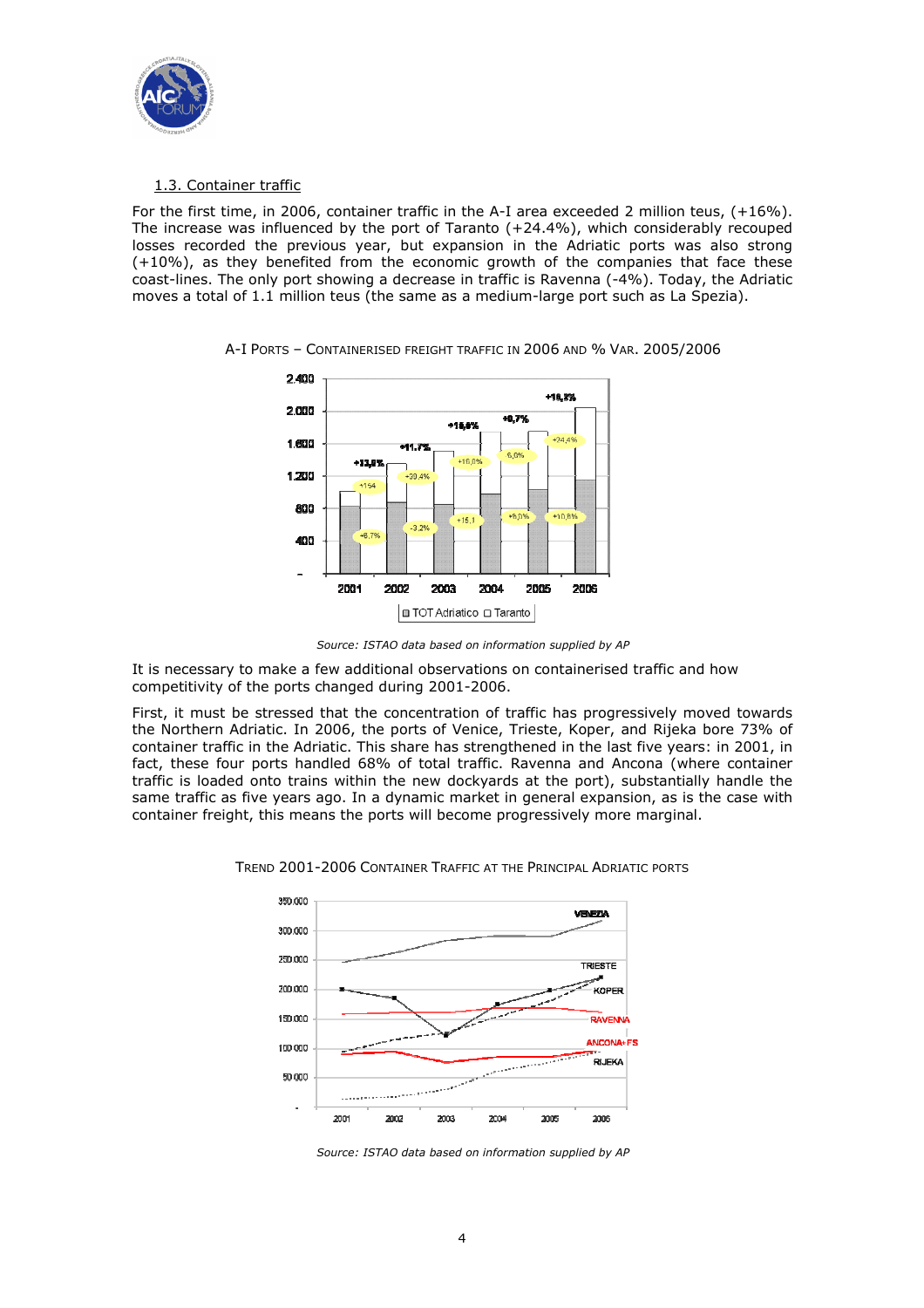## 1.3. Container traffic

For the first time, in 2006, container traffic in the A-I area exceeded 2 million teus, (+16%). The increase was influenced by the port of Taranto (+24.4%), which considerably recouped losses recorded the previous year, but expansion in the Adriatic ports was also strong (+10%), as they benefited from the economic growth of the companies that face these coast-lines. The only port showing a decrease in traffic is Ravenna (-4%). Today, the Adriatic moves a total of 1.1 million teus (the same as a medium-large port such as La Spezia).

A-I PORTS – CONTAINERISED FREIGHT TRAFFIC IN 2006 AND % VAR. 2005/2006

*Source: ISTAO data based on information supplied by AP*

It is necessary to make a few additional observations on containerised traffic and how competitivity of the ports changed during 2001-2006.

First, it must be stressed that the concentration of traffic has progressively moved towards the Northern Adriatic. In 2006, the ports of Venice, Trieste, Koper, and Rijeka bore 73% of container traffic in the Adriatic. This share has strengthened in the last five years: in 2001, in fact, these four ports handled 68% of total traffic. Ravenna and Ancona (where container traffic is loaded onto trains within the new dockyards at the port), substantially handle the same traffic as five years ago. In a dynamic market in general expansion, as is the case with container freight, this means the ports will become progressively more marginal.

TREND 2001-2006 CONTAINER TRAFFIC AT THE PRINCIPAL ADRIATIC PORTS

*Source: ISTAO data based on information supplied by AP*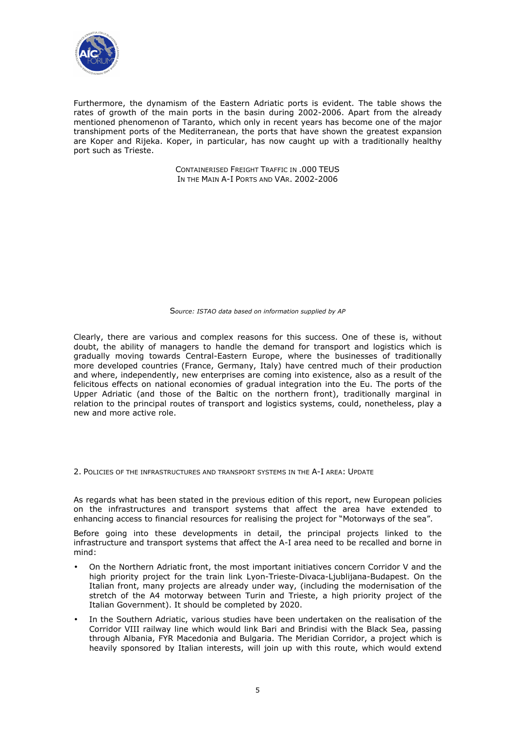Furthermore, the dynamism of the Eastern Adriatic ports is evident. The table shows the rates of growth of the main ports in the basin during 2002-2006. Apart from the already mentioned phenomenon of Taranto, which only in recent years has become one of the major transhipment ports of the Mediterranean, the ports that have shown the greatest expansion are Koper and Rijeka. Koper, in particular, has now caught up with a traditionally healthy port such as Trieste.

CONTAINERISED FREIGHT TRAFFIC IN .000 TEUS
IN THE MAIN A-I PORTS AND VAR. 2002-2006

*Source: ISTAO data based on information supplied by AP*

Clearly, there are various and complex reasons for this success. One of these is, without doubt, the ability of managers to handle the demand for transport and logistics which is gradually moving towards Central-Eastern Europe, where the businesses of traditionally more developed countries (France, Germany, Italy) have centred much of their production and where, independently, new enterprises are coming into existence, also as a result of the felicitous effects on national economies of gradual integration into the Eu. The ports of the Upper Adriatic (and those of the Baltic on the northern front), traditionally marginal in relation to the principal routes of transport and logistics systems, could, nonetheless, play a new and more active role.

## 2. POLICIES OF THE INFRASTRUCTURES AND TRANSPORT SYSTEMS IN THE A-I AREA: UPDATE

As regards what has been stated in the previous edition of this report, new European policies on the infrastructures and transport systems that affect the area have extended to enhancing access to financial resources for realising the project for "Motorways of the sea".

Before going into these developments in detail, the principal projects linked to the infrastructure and transport systems that affect the A-I area need to be recalled and borne in mind:

- On the Northern Adriatic front, the most important initiatives concern Corridor V and the high priority project for the train link Lyon-Trieste-Divaca-Ljublijana-Budapest. On the Italian front, many projects are already under way, (including the modernisation of the stretch of the A4 motorway between Turin and Trieste, a high priority project of the Italian Government). It should be completed by 2020.
- In the Southern Adriatic, various studies have been undertaken on the realisation of the Corridor VIII railway line which would link Bari and Brindisi with the Black Sea, passing through Albania, FYR Macedonia and Bulgaria. The Meridian Corridor, a project which is heavily sponsored by Italian interests, will join up with this route, which would extend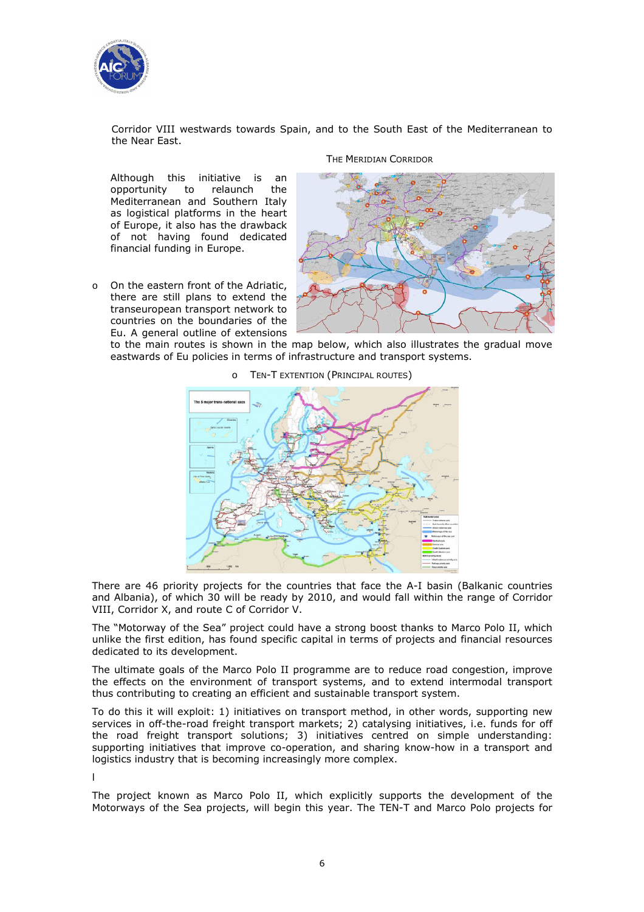Corridor VIII westwards towards Spain, and to the South East of the Mediterranean to the Near East.

THE MERIDIAN CORRIDOR

Although this initiative is an opportunity to relaunch the Mediterranean and Southern Italy as logistical platforms in the heart of Europe, it also has the drawback of not having found dedicated financial funding in Europe.

- On the eastern front of the Adriatic, there are still plans to extend the transeuropean transport network to countries on the boundaries of the Eu. A general outline of extensions to the main routes is shown in the map below, which also illustrates the gradual move eastwards of Eu policies in terms of infrastructure and transport systems.

  - TEN-T EXTENTION (PRINCIPAL ROUTES)

There are 46 priority projects for the countries that face the A-I basin (Balkanic countries and Albania), of which 30 will be ready by 2010, and would fall within the range of Corridor VIII, Corridor X, and route C of Corridor V.

The "Motorway of the Sea" project could have a strong boost thanks to Marco Polo II, which unlike the first edition, has found specific capital in terms of projects and financial resources dedicated to its development.

The ultimate goals of the Marco Polo II programme are to reduce road congestion, improve the effects on the environment of transport systems, and to extend intermodal transport thus contributing to creating an efficient and sustainable transport system.

To do this it will exploit: 1) initiatives on transport method, in other words, supporting new services in off-the-road freight transport markets; 2) catalysing initiatives, i.e. funds for off the road freight transport solutions; 3) initiatives centred on simple understanding: supporting initiatives that improve co-operation, and sharing know-how in a transport and logistics industry that is becoming increasingly more complex.

l

The project known as Marco Polo II, which explicitly supports the development of the Motorways of the Sea projects, will begin this year. The TEN-T and Marco Polo projects for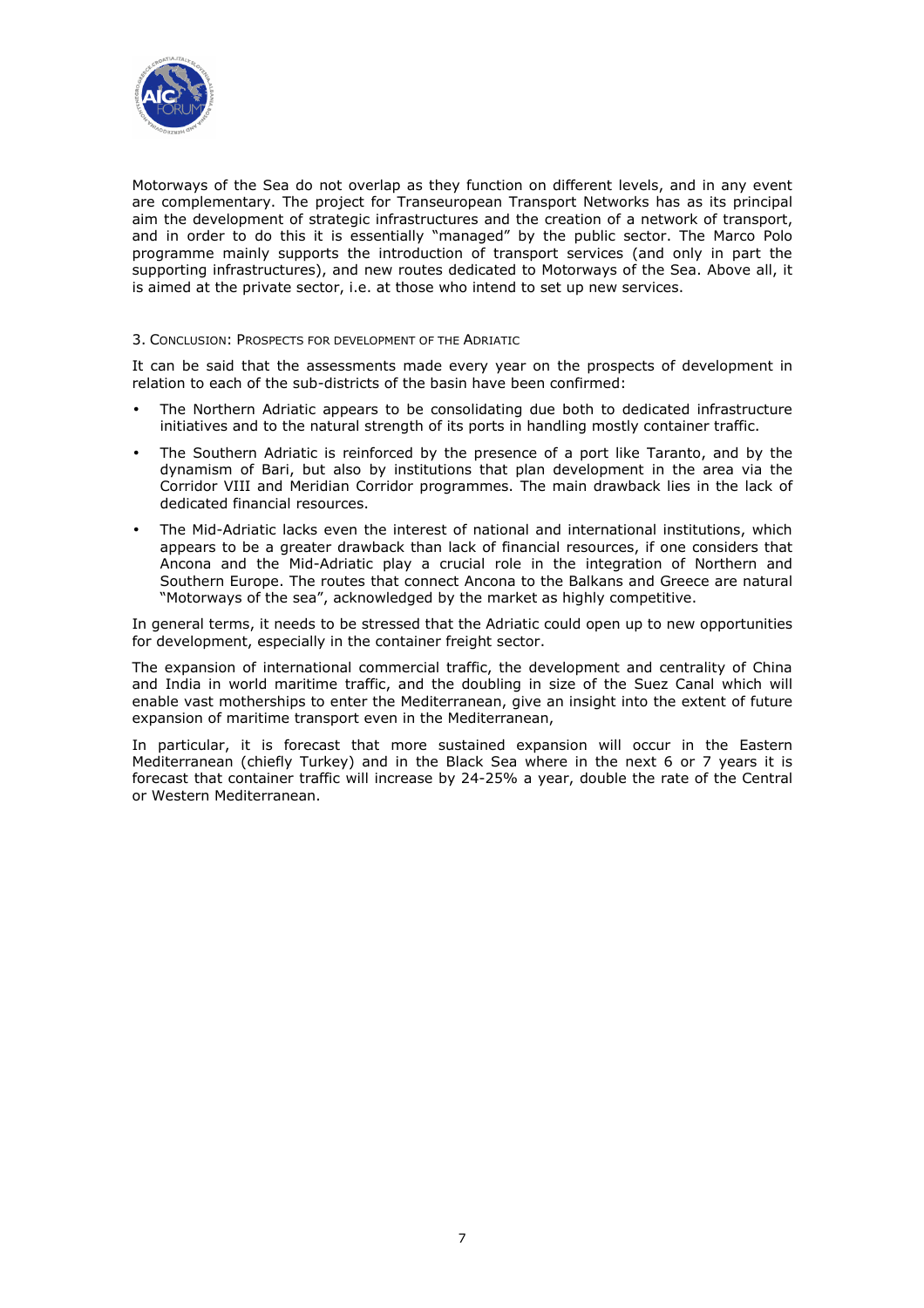Motorways of the Sea do not overlap as they function on different levels, and in any event are complementary. The project for Transeuropean Transport Networks has as its principal aim the development of strategic infrastructures and the creation of a network of transport, and in order to do this it is essentially "managed" by the public sector. The Marco Polo programme mainly supports the introduction of transport services (and only in part the supporting infrastructures), and new routes dedicated to Motorways of the Sea. Above all, it is aimed at the private sector, i.e. at those who intend to set up new services.

### 3. Conclusion: Prospects for development of the Adriatic

It can be said that the assessments made every year on the prospects of development in relation to each of the sub-districts of the basin have been confirmed:

- The Northern Adriatic appears to be consolidating due both to dedicated infrastructure initiatives and to the natural strength of its ports in handling mostly container traffic.
- The Southern Adriatic is reinforced by the presence of a port like Taranto, and by the dynamism of Bari, but also by institutions that plan development in the area via the Corridor VIII and Meridian Corridor programmes. The main drawback lies in the lack of dedicated financial resources.
- The Mid-Adriatic lacks even the interest of national and international institutions, which appears to be a greater drawback than lack of financial resources, if one considers that Ancona and the Mid-Adriatic play a crucial role in the integration of Northern and Southern Europe. The routes that connect Ancona to the Balkans and Greece are natural "Motorways of the sea", acknowledged by the market as highly competitive.

In general terms, it needs to be stressed that the Adriatic could open up to new opportunities for development, especially in the container freight sector.

The expansion of international commercial traffic, the development and centrality of China and India in world maritime traffic, and the doubling in size of the Suez Canal which will enable vast motherships to enter the Mediterranean, give an insight into the extent of future expansion of maritime transport even in the Mediterranean,

In particular, it is forecast that more sustained expansion will occur in the Eastern Mediterranean (chiefly Turkey) and in the Black Sea where in the next 6 or 7 years it is forecast that container traffic will increase by 24-25% a year, double the rate of the Central or Western Mediterranean.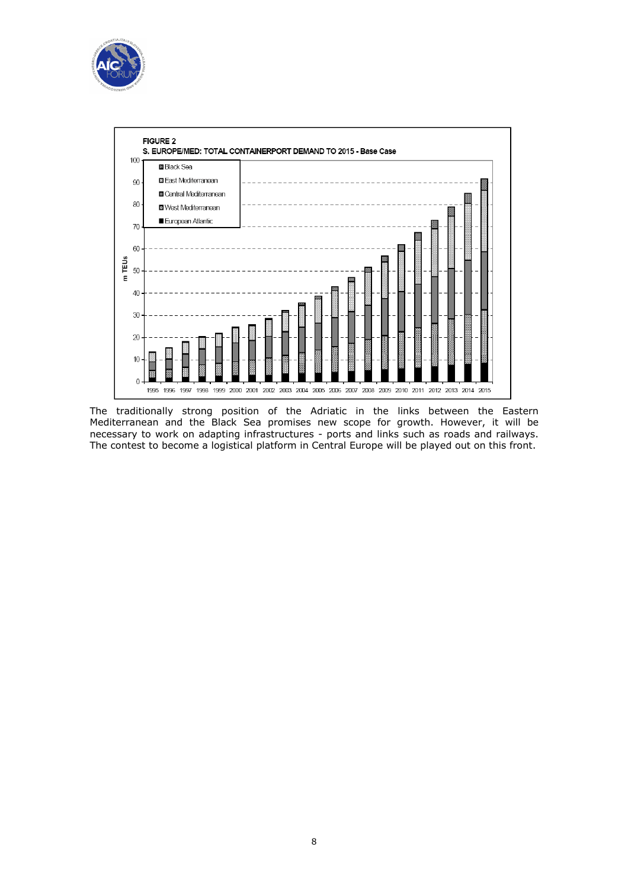FIGURE 2

S. EUROPE/MED: TOTAL CONTAINERPORT DEMAND TO 2015 - Base Case

Black Sea
East Mediterranean
Central Mediterranean
West Mediterranean
European Atlantic

m TEUs

0
10
20
30
40
50
60
70
80
90
100

1995 1996 1997 1998 1999 2000 2001 2002 2003 2004 2005 2006 2007 2008 2009 2010 2011 2012 2013 2014 2015

The traditionally strong position of the Adriatic in the links between the Eastern Mediterranean and the Black Sea promises new scope for growth. However, it will be necessary to work on adapting infrastructures - ports and links such as roads and railways. The contest to become a logistical platform in Central Europe will be played out on this front.